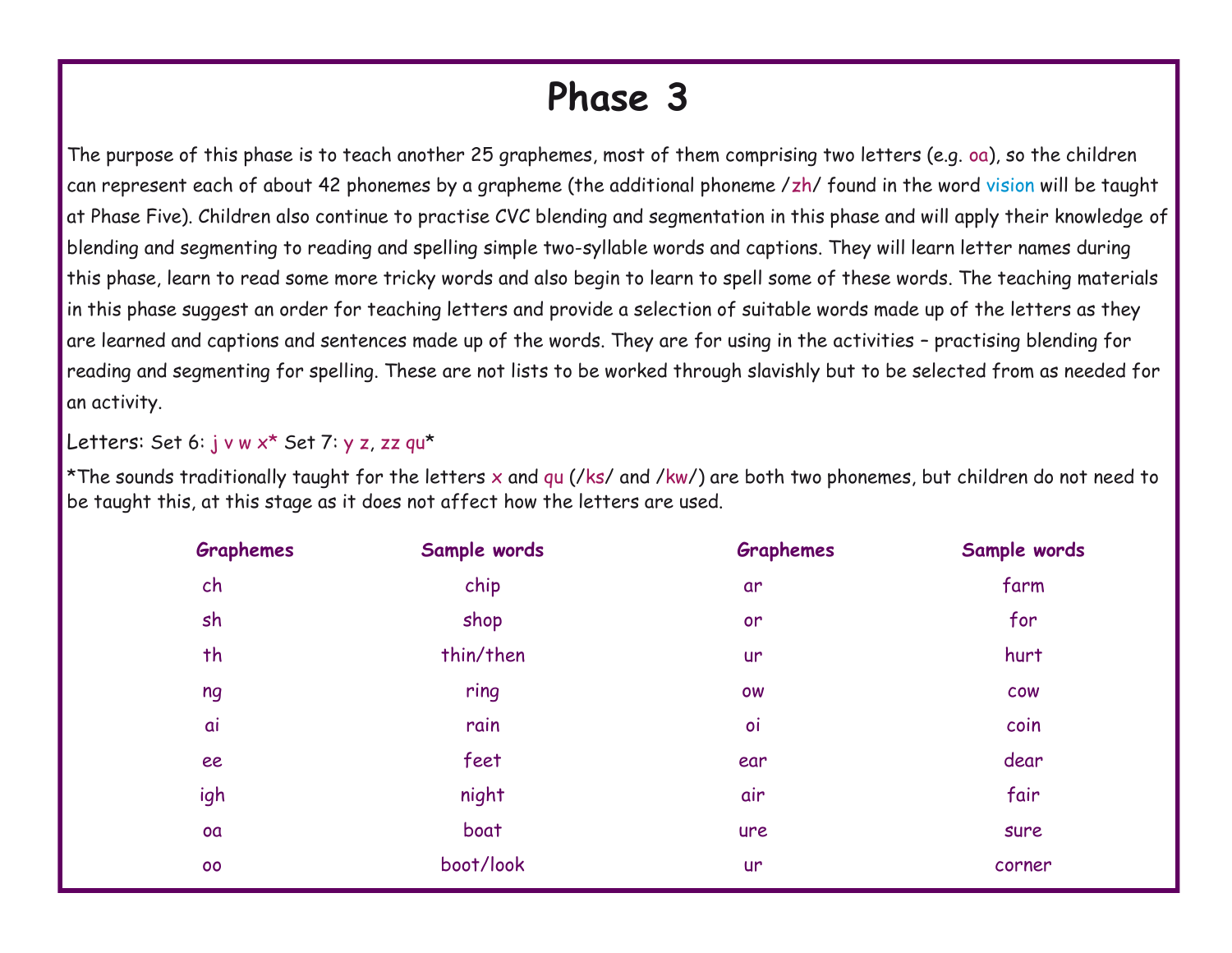# Phase 3

The purpose of this phase is to teach another 25 graphemes, most of them comprising two letters (e.g. oa), so the children can represent each of about 42 phonemes by a grapheme (the additional phoneme /zh/ found in the word vision will be taught at Phase Five). Children also continue to practise CVC blending and segmentation in this phase and will apply their knowledge of blending and segmenting to reading and spelling simple two-syllable words and captions. They will learn letter names during this phase, learn to read some more tricky words and also begin to learn to spell some of these words. The teaching materials in this phase suggest an order for teaching letters and provide a selection of suitable words made up of the letters as they are learned and captions and sentences made up of the words. They are for using in the activities – practising blending for reading and segmenting for spelling. These are not lists to be worked through slavishly but to be selected from as needed for an activity.

Letters: Set 6: j v w x* Set 7: y z, zz qu*

*The sounds traditionally taught for the letters x and qu (/ks/ and /kw/) are both two phonemes, but children do not need to be taught this, at this stage as it does not affect how the letters are used.

| Graphemes | Sample words | Graphemes | Sample words |
|---|---|---|---|
| ch | chip | ar | farm |
| sh | shop | or | for |
| th | thin/then | ur | hurt |
| ng | ring | ow | cow |
| ai | rain | oi | coin |
| ee | feet | ear | dear |
| igh | night | air | fair |
| oa | boat | ure | sure |
| oo | boot/look | ur | corner |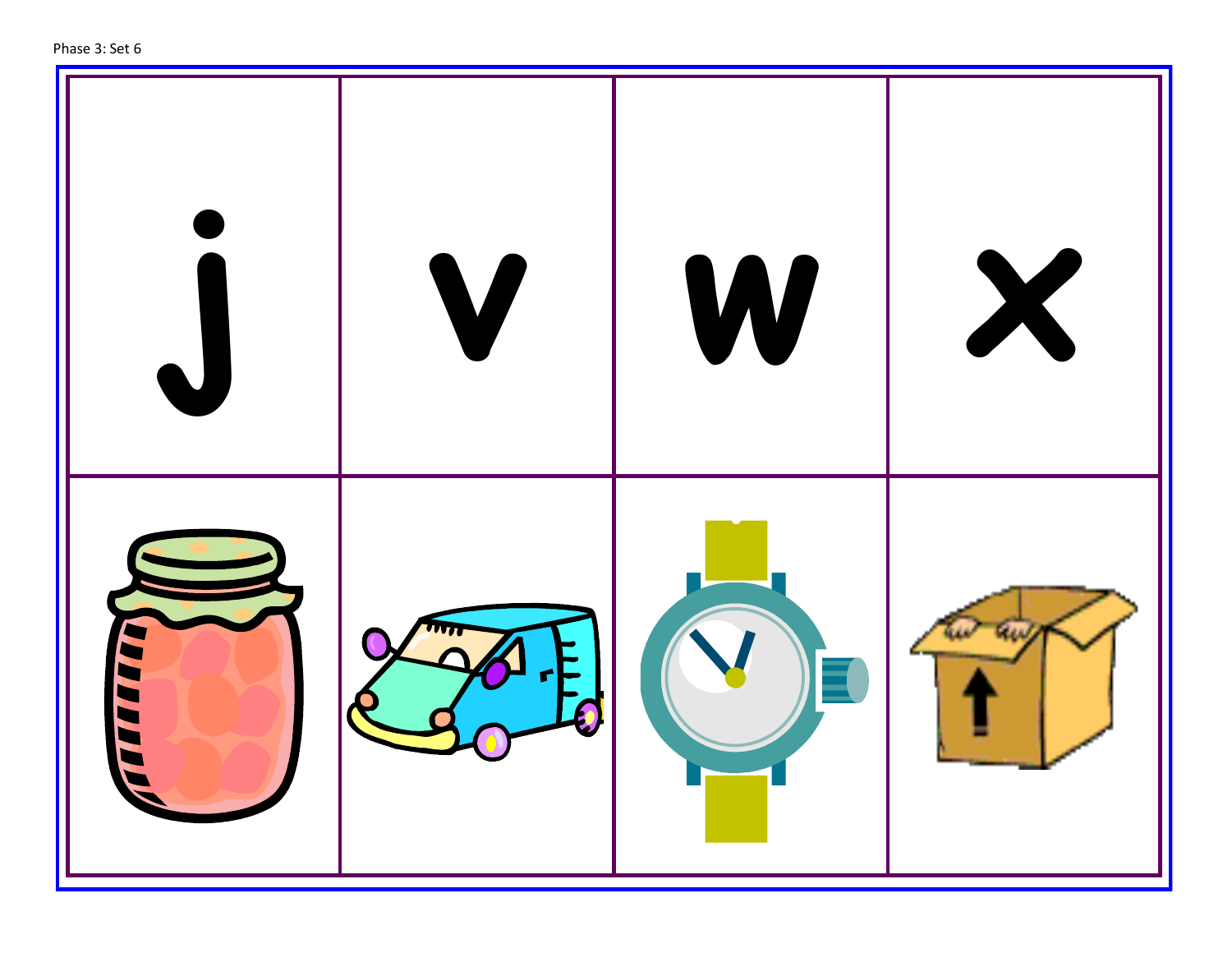Phase 3: Set 6

| j | v | w | x |
| --- | --- | --- | --- |
| | | | |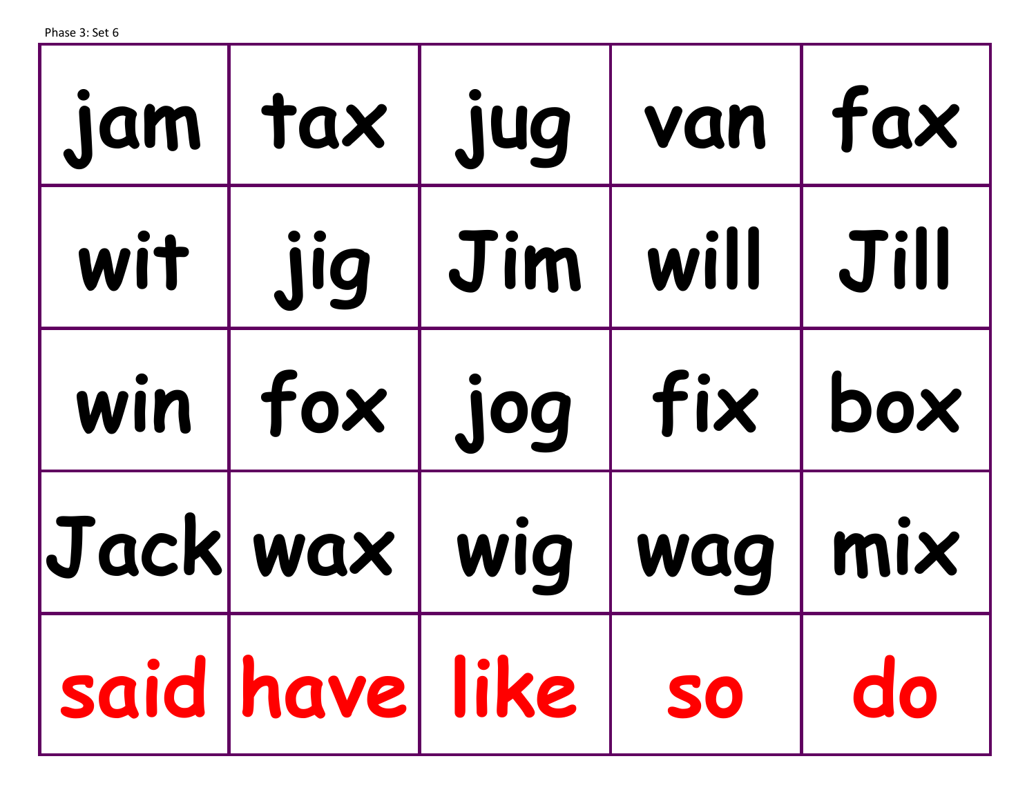Phase 3: Set 6

| | | | | |
|---|---|---|---|---|
| jam | tax | jug | van | fax |
| wit | jig | Jim | will | Jill |
| win | fox | jog | fix | box |
| Jack | wax | wig | wag | mix |
| said | have | like | so | do |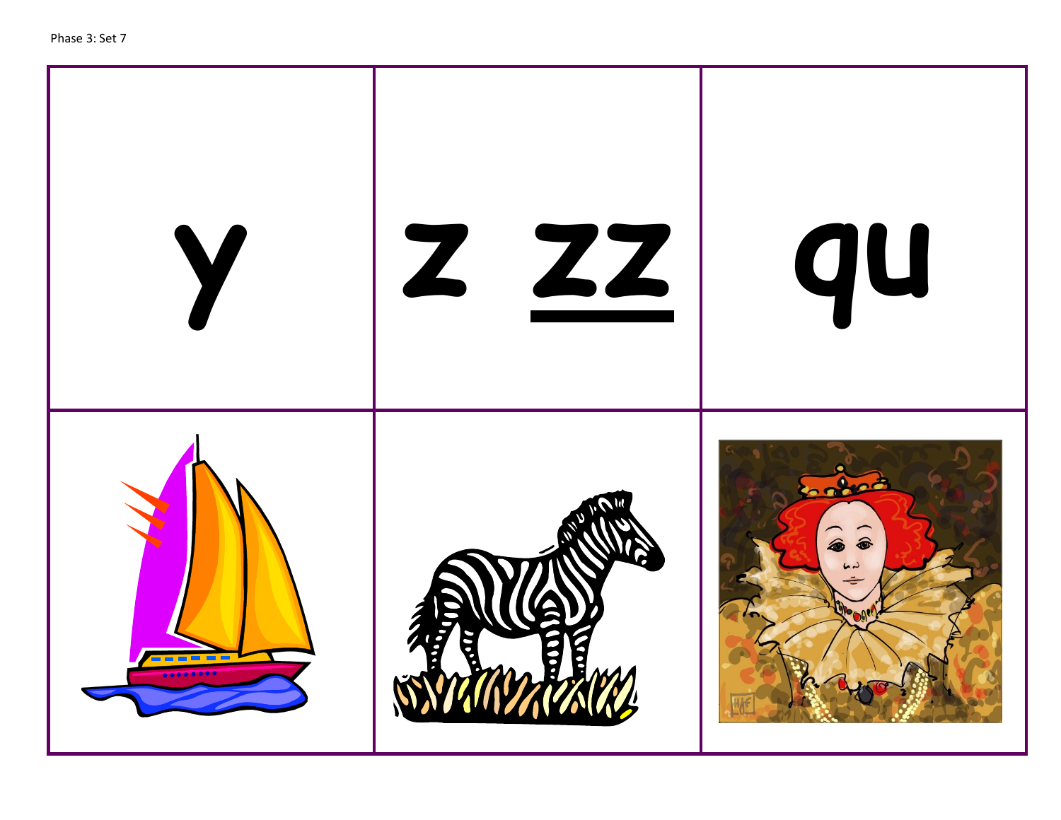Phase 3: Set 7

| y | z zz | qu |
| --- | --- | --- |
| | | |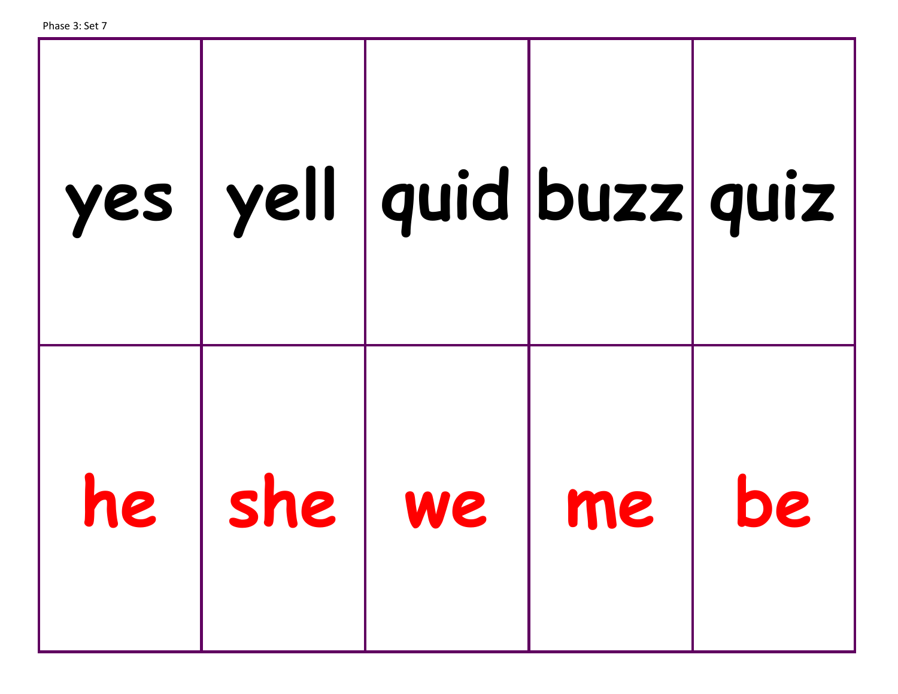Phase 3: Set 7

| yes | yell | quid | buzz | quiz |
| --- | --- | --- | --- | --- |
| he | she | we | me | be |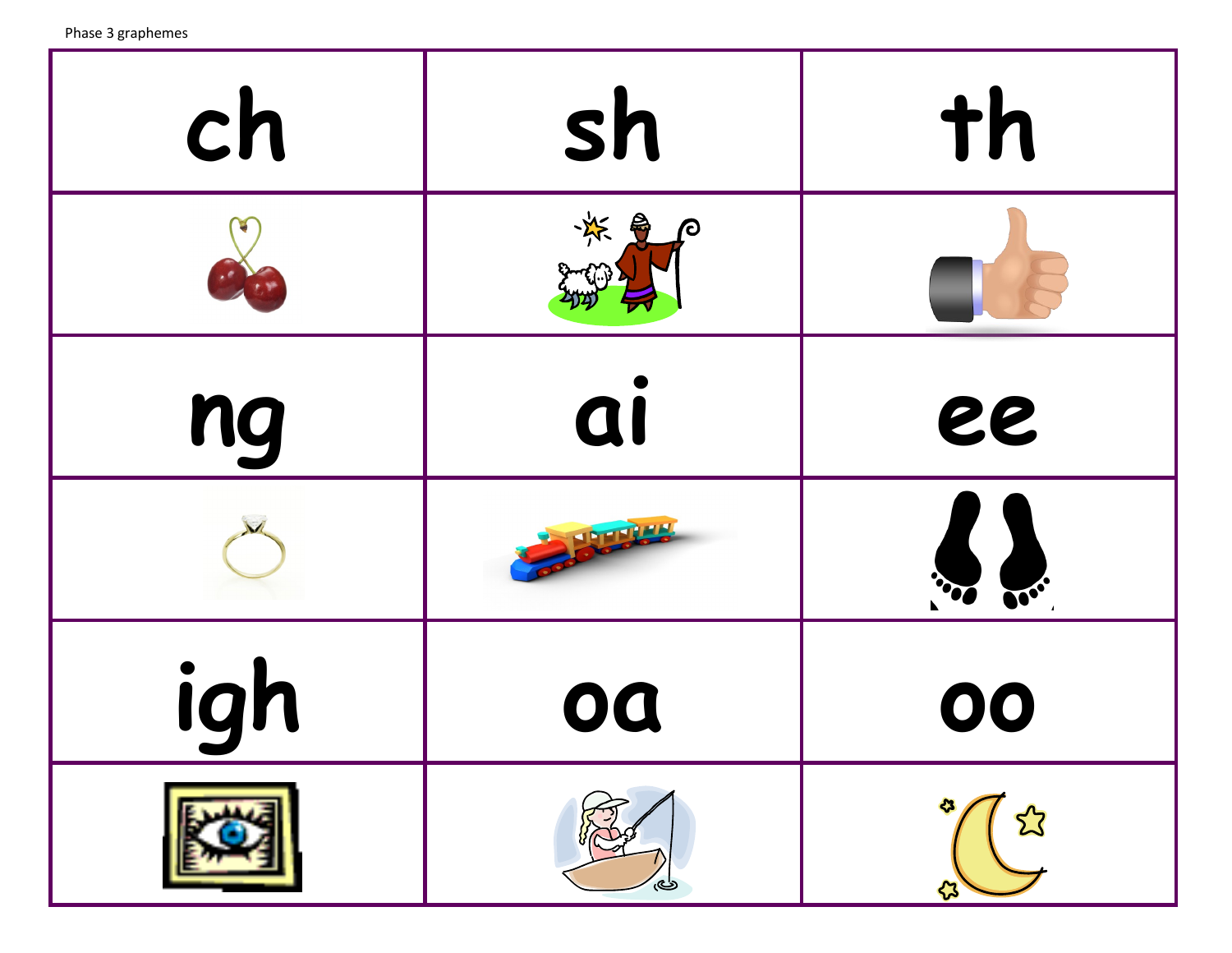Phase 3 graphemes

| ch | sh | th |
| --- | --- | --- |
| | | |
| ng | ai | ee |
| | | |
| igh | oa | oo |
| | | |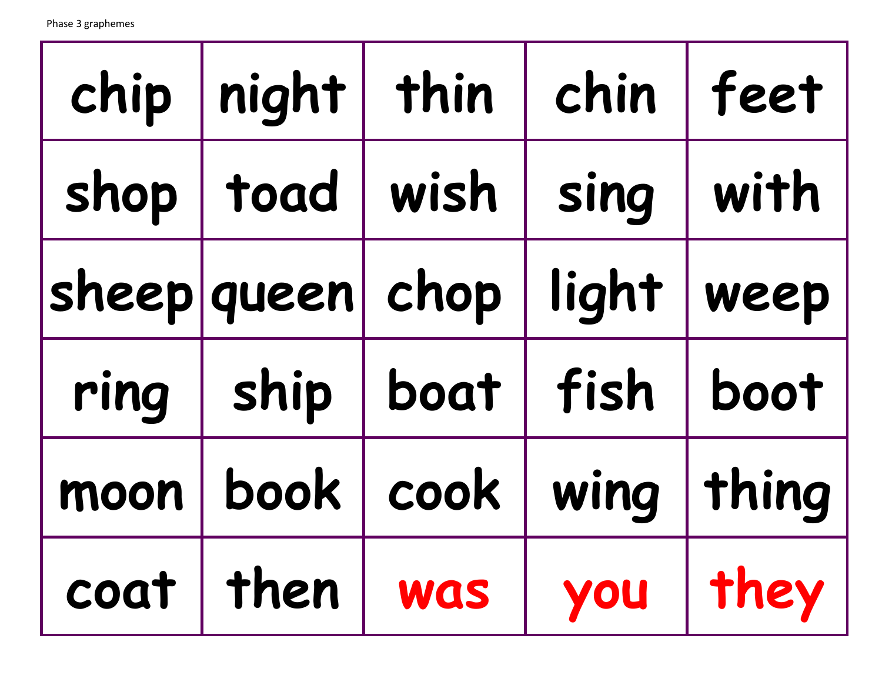Phase 3 graphemes

| | | | | |
|---|---|---|---|---|
| chip | night | thin | chin | feet |
| shop | toad | wish | sing | with |
| sheep | queen | chop | light | weep |
| ring | ship | boat | fish | boot |
| moon | book | cook | wing | thing |
| coat | then | was | you | they |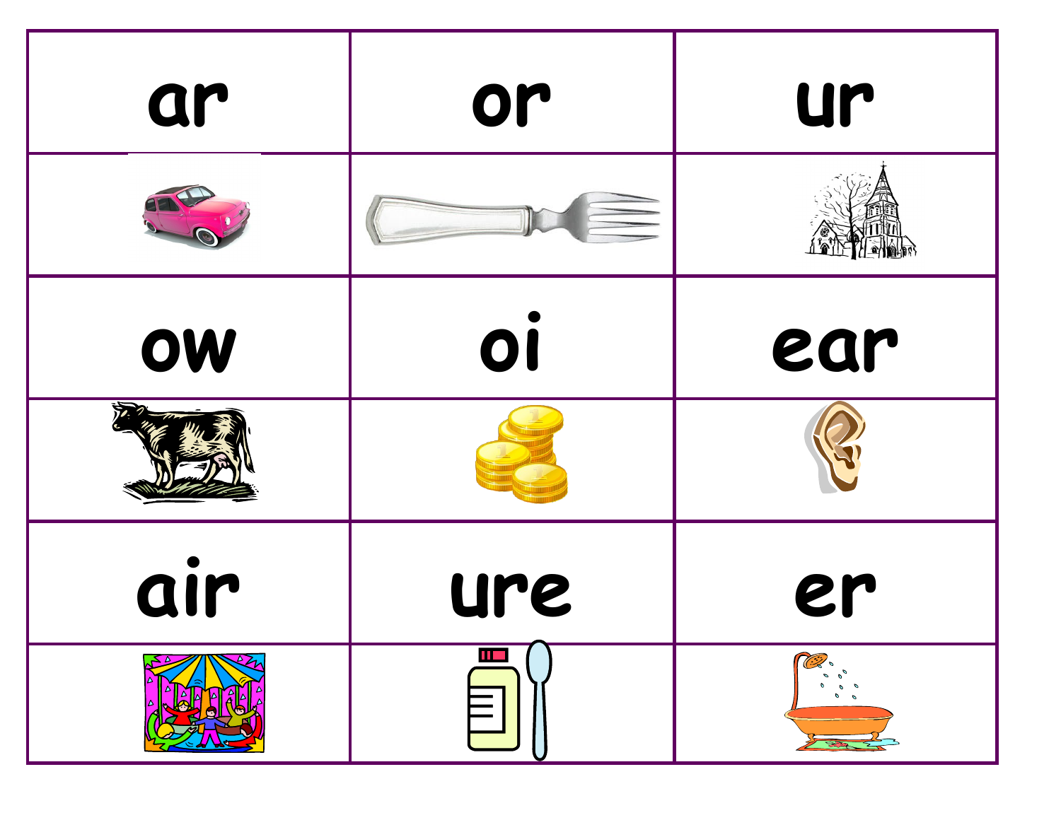| ar | or | ur |
| --- | --- | --- |
| | | |
| ow | oi | ear |
| | | |
| air | ure | er |
| | | |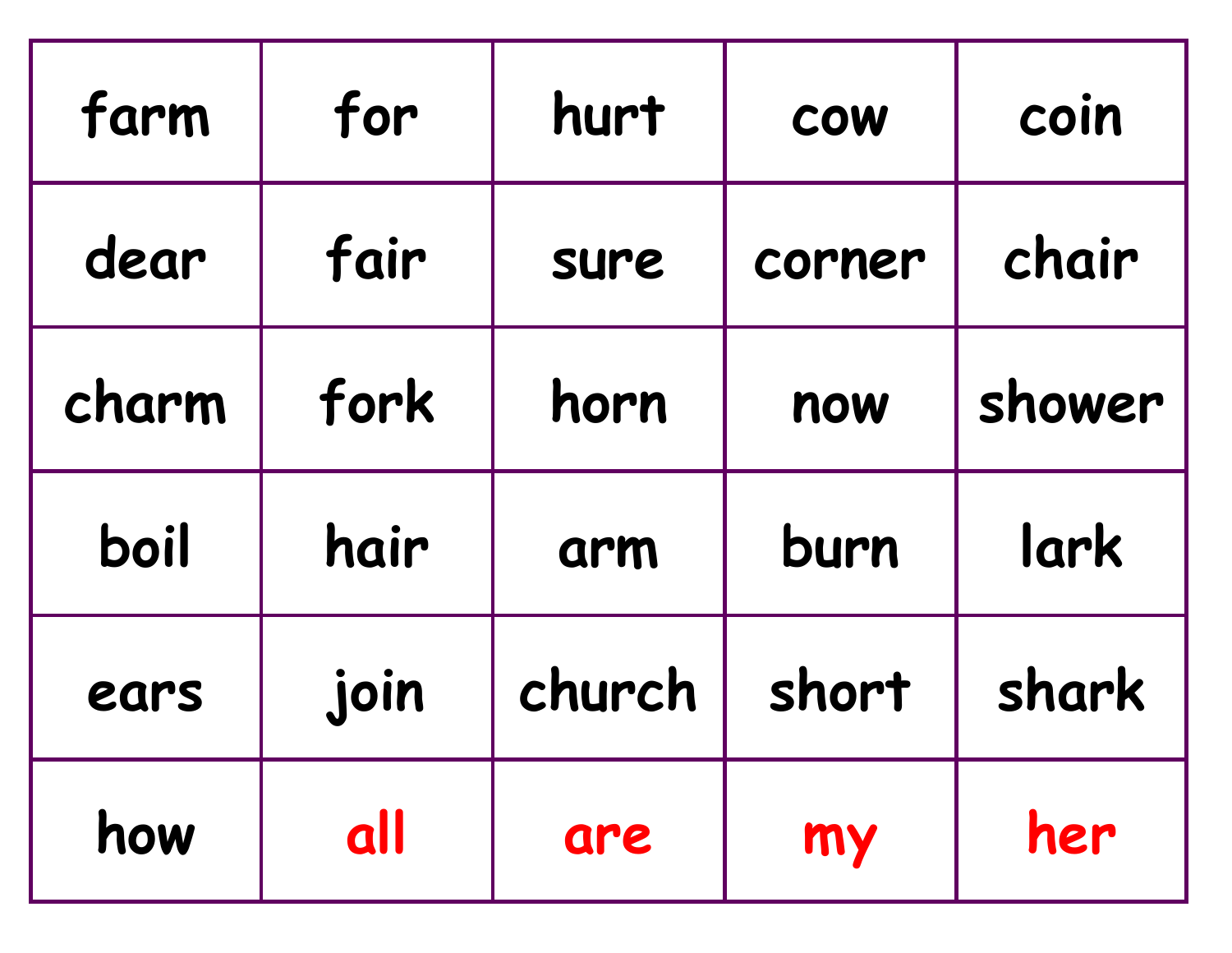| farm | for | hurt | cow | coin |
| --- | --- | --- | --- | --- |
| dear | fair | sure | corner | chair |
| charm | fork | horn | now | shower |
| boil | hair | arm | burn | lark |
| ears | join | church | short | shark |
| how | all | are | my | her |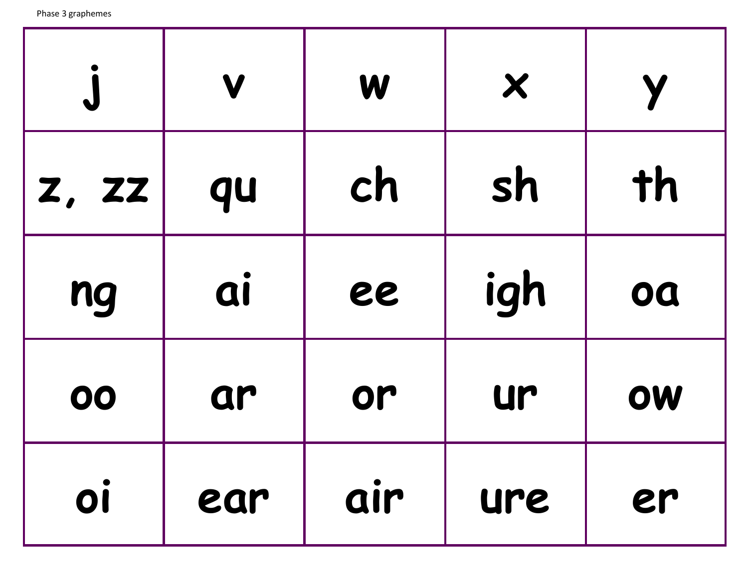Phase 3 graphemes

| j | v | w | x | y |
|---|---|---|---|---|
| z, zz | qu | ch | sh | th |
| ng | ai | ee | igh | oa |
| oo | ar | or | ur | ow |
| oi | ear | air | ure | er |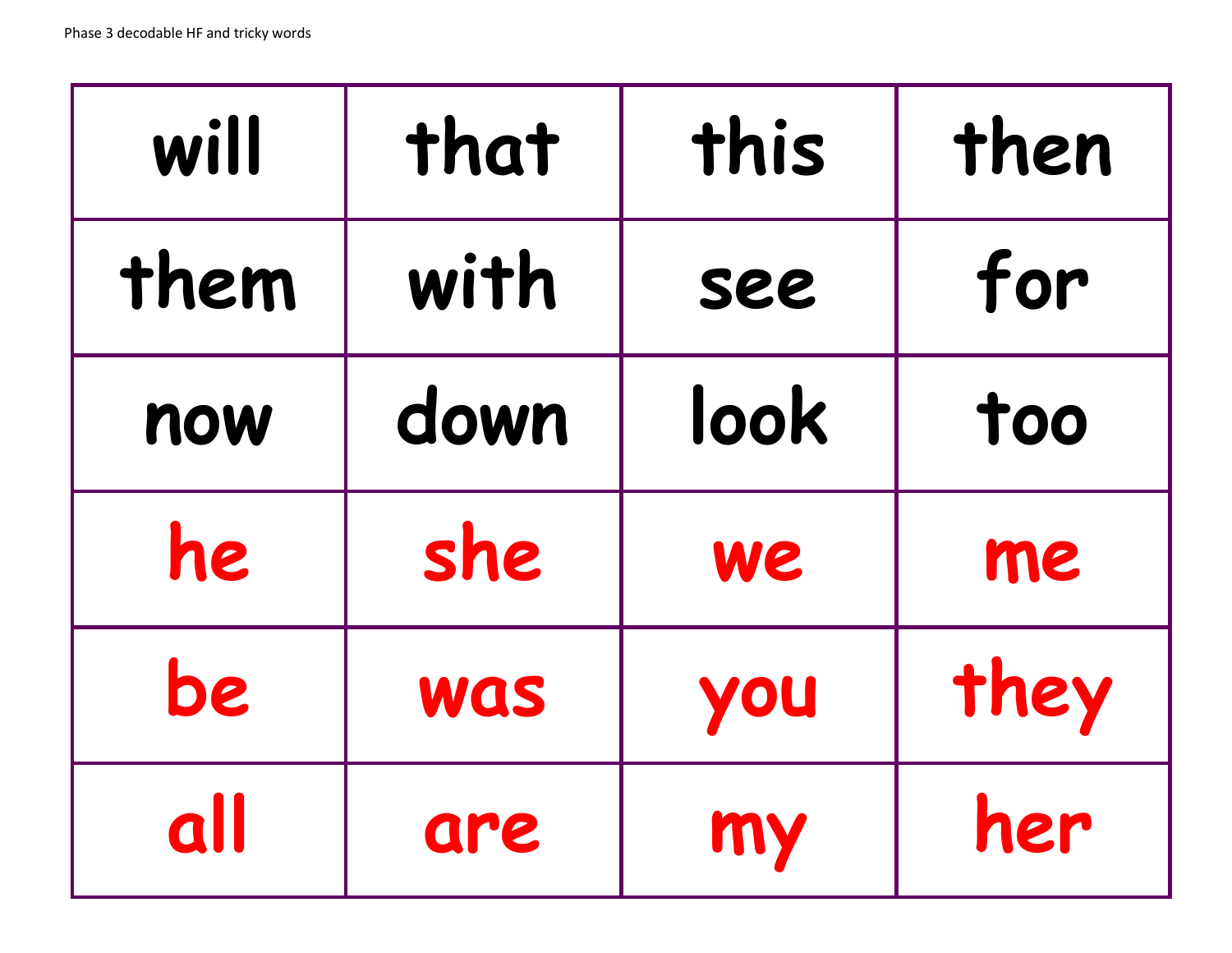Phase 3 decodable HF and tricky words

| | | | |
|---|---|---|---|
| will | that | this | then |
| them | with | see | for |
| now | down | look | too |
| he | she | we | me |
| be | was | you | they |
| all | are | my | her |